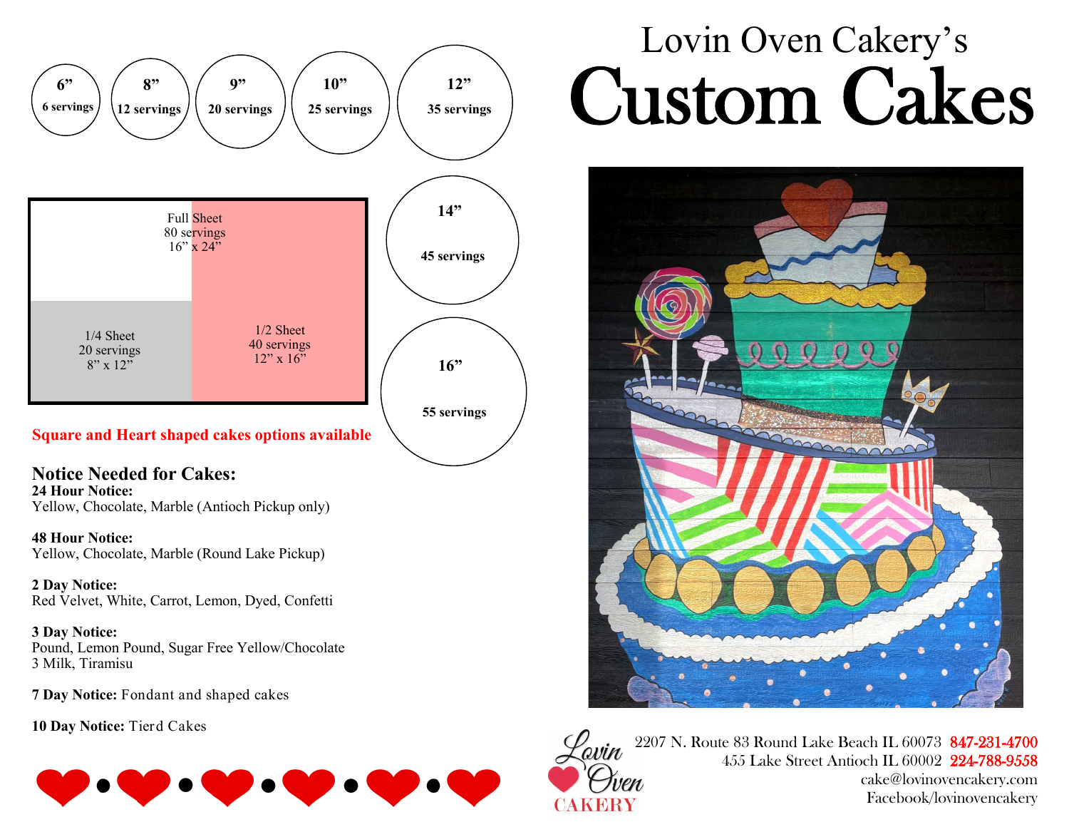# Lovin Oven Cakery's
# Custom Cakes

| Size | Servings |
|---|---|
| 6" | 6 servings |
| 8" | 12 servings |
| 9" | 20 servings |
| 10" | 25 servings |
| 12" | 35 servings |
| 14" | 45 servings |
| 16" | 55 servings |

| Sheet | Servings | Dimensions |
|---|---|---|
| Full Sheet | 80 servings | 16" x 24" |
| 1/2 Sheet | 40 servings | 12" x 16" |
| 1/4 Sheet | 20 servings | 8" x 12" |

**Square and Heart shaped cakes options available**

## Notice Needed for Cakes:

**24 Hour Notice:**
Yellow, Chocolate, Marble (Antioch Pickup only)

**48 Hour Notice:**
Yellow, Chocolate, Marble (Round Lake Pickup)

**2 Day Notice:**
Red Velvet, White, Carrot, Lemon, Dyed, Confetti

**3 Day Notice:**
Pound, Lemon Pound, Sugar Free Yellow/Chocolate
3 Milk, Tiramisu

**7 Day Notice:** Fondant and shaped cakes

**10 Day Notice:** Tierd Cakes

Lovin Oven CAKERY

2207 N. Route 83 Round Lake Beach IL 60073 847-231-4700
455 Lake Street Antioch IL 60002 224-788-9558
cake@lovinovencakery.com
Facebook/lovinovencakery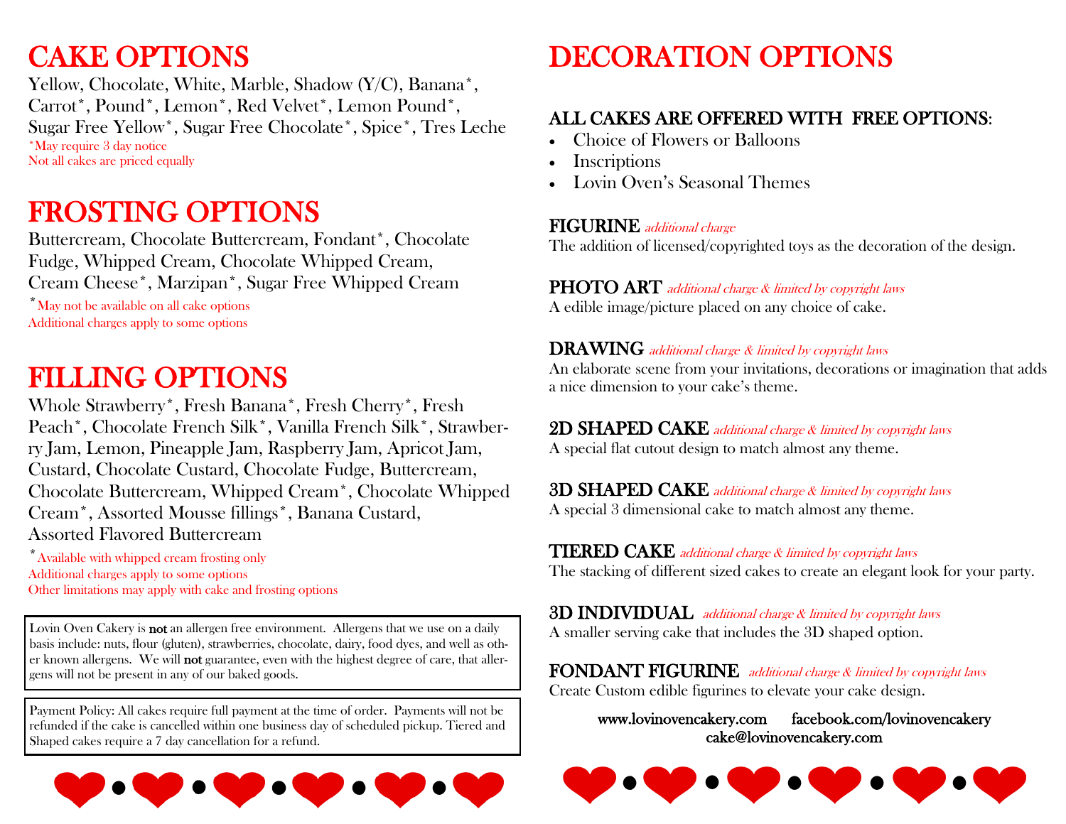# CAKE OPTIONS

Yellow, Chocolate, White, Marble, Shadow (Y/C), Banana*, Carrot*, Pound*, Lemon*, Red Velvet*, Lemon Pound*, Sugar Free Yellow*, Sugar Free Chocolate*, Spice*, Tres Leche

*May require 3 day notice
Not all cakes are priced equally

# FROSTING OPTIONS

Buttercream, Chocolate Buttercream, Fondant*, Chocolate Fudge, Whipped Cream, Chocolate Whipped Cream, Cream Cheese*, Marzipan*, Sugar Free Whipped Cream

*May not be available on all cake options
Additional charges apply to some options

# FILLING OPTIONS

Whole Strawberry*, Fresh Banana*, Fresh Cherry*, Fresh Peach*, Chocolate French Silk*, Vanilla French Silk*, Strawberry Jam, Lemon, Pineapple Jam, Raspberry Jam, Apricot Jam, Custard, Chocolate Custard, Chocolate Fudge, Buttercream, Chocolate Buttercream, Whipped Cream*, Chocolate Whipped Cream*, Assorted Mousse fillings*, Banana Custard, Assorted Flavored Buttercream

*Available with whipped cream frosting only
Additional charges apply to some options
Other limitations may apply with cake and frosting options

Lovin Oven Cakery is **not** an allergen free environment. Allergens that we use on a daily basis include: nuts, flour (gluten), strawberries, chocolate, dairy, food dyes, and well as other known allergens. We will **not** guarantee, even with the highest degree of care, that allergens will not be present in any of our baked goods.

Payment Policy: All cakes require full payment at the time of order. Payments will not be refunded if the cake is cancelled within one business day of scheduled pickup. Tiered and Shaped cakes require a 7 day cancellation for a refund.

# DECORATION OPTIONS

## ALL CAKES ARE OFFERED WITH FREE OPTIONS:

- Choice of Flowers or Balloons
- Inscriptions
- Lovin Oven's Seasonal Themes

**FIGURINE** *additional charge*
The addition of licensed/copyrighted toys as the decoration of the design.

**PHOTO ART** *additional charge & limited by copyright laws*
A edible image/picture placed on any choice of cake.

**DRAWING** *additional charge & limited by copyright laws*
An elaborate scene from your invitations, decorations or imagination that adds a nice dimension to your cake's theme.

**2D SHAPED CAKE** *additional charge & limited by copyright laws*
A special flat cutout design to match almost any theme.

**3D SHAPED CAKE** *additional charge & limited by copyright laws*
A special 3 dimensional cake to match almost any theme.

**TIERED CAKE** *additional charge & limited by copyright laws*
The stacking of different sized cakes to create an elegant look for your party.

**3D INDIVIDUAL** *additional charge & limited by copyright laws*
A smaller serving cake that includes the 3D shaped option.

**FONDANT FIGURINE** *additional charge & limited by copyright laws*
Create Custom edible figurines to elevate your cake design.

www.lovinovencakery.com facebook.com/lovinovencakery
cake@lovinovencakery.com